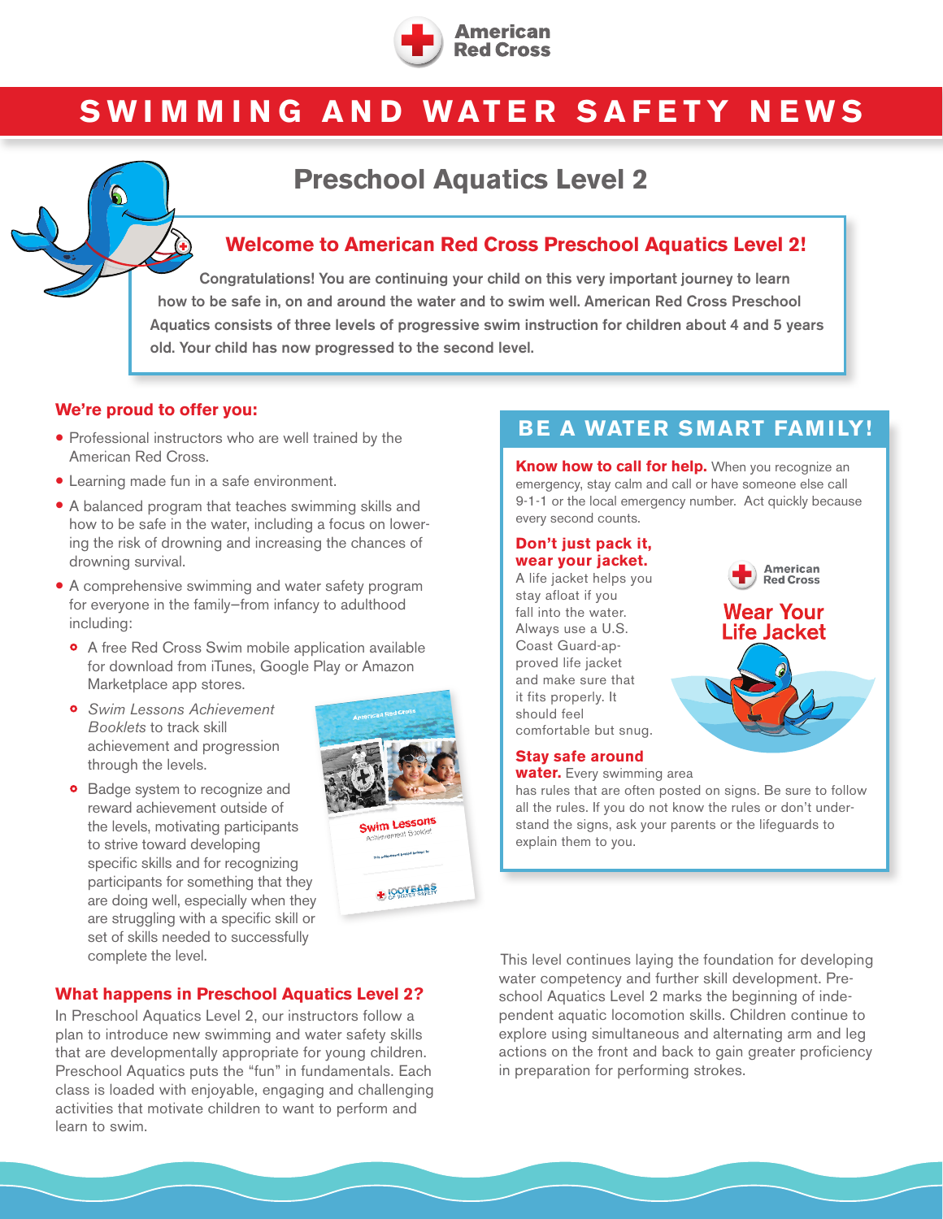# SWIMMING AND WATER SAFETY NEWS

## Preschool Aquatics Level 2

### Welcome to American Red Cross Preschool Aquatics Level 2!

Congratulations! You are continuing your child on this very important journey to learn how to be safe in, on and around the water and to swim well. American Red Cross Preschool Aquatics consists of three levels of progressive swim instruction for children about 4 and 5 years old. Your child has now progressed to the second level.

### We're proud to offer you:

- Professional instructors who are well trained by the American Red Cross.
- Learning made fun in a safe environment.
- A balanced program that teaches swimming skills and how to be safe in the water, including a focus on lowering the risk of drowning and increasing the chances of drowning survival.
- A comprehensive swimming and water safety program for everyone in the family—from infancy to adulthood including:
  - A free Red Cross Swim mobile application available for download from iTunes, Google Play or Amazon Marketplace app stores.
  - *Swim Lessons Achievement Booklets* to track skill achievement and progression through the levels.
  - Badge system to recognize and reward achievement outside of the levels, motivating participants to strive toward developing specific skills and for recognizing participants for something that they are doing well, especially when they are struggling with a specific skill or set of skills needed to successfully complete the level.

### What happens in Preschool Aquatics Level 2?

In Preschool Aquatics Level 2, our instructors follow a plan to introduce new swimming and water safety skills that are developmentally appropriate for young children. Preschool Aquatics puts the "fun" in fundamentals. Each class is loaded with enjoyable, engaging and challenging activities that motivate children to want to perform and learn to swim.

This level continues laying the foundation for developing water competency and further skill development. Preschool Aquatics Level 2 marks the beginning of independent aquatic locomotion skills. Children continue to explore using simultaneous and alternating arm and leg actions on the front and back to gain greater proficiency in preparation for performing strokes.

## BE A WATER SMART FAMILY!

**Know how to call for help.** When you recognize an emergency, stay calm and call or have someone else call 9-1-1 or the local emergency number. Act quickly because every second counts.

**Don't just pack it, wear your jacket.** A life jacket helps you stay afloat if you fall into the water. Always use a U.S. Coast Guard-approved life jacket and make sure that it fits properly. It should feel comfortable but snug.

**Stay safe around water.** Every swimming area has rules that are often posted on signs. Be sure to follow all the rules. If you do not know the rules or don't understand the signs, ask your parents or the lifeguards to explain them to you.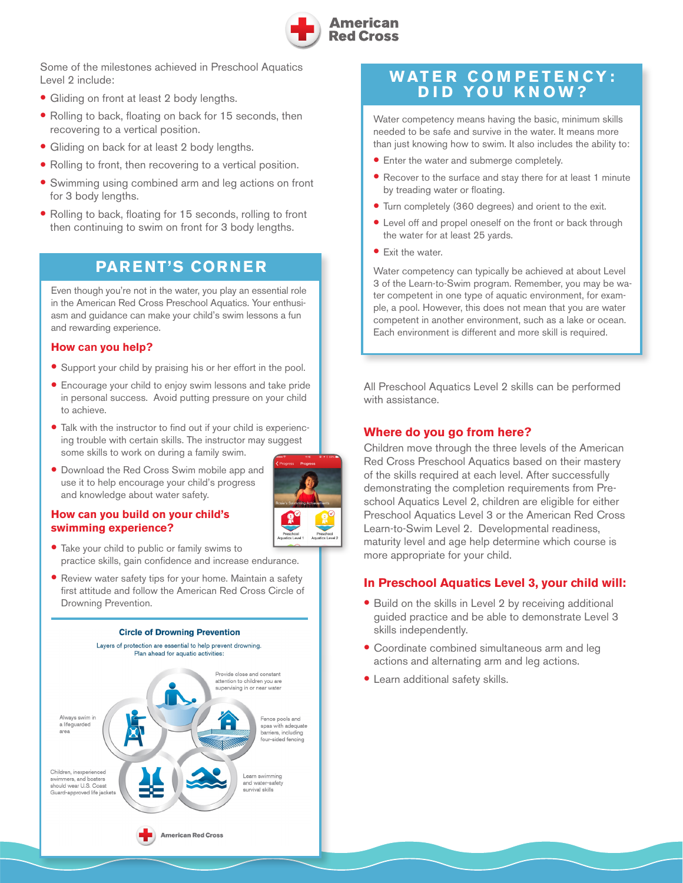Some of the milestones achieved in Preschool Aquatics Level 2 include:

- Gliding on front at least 2 body lengths.
- Rolling to back, floating on back for 15 seconds, then recovering to a vertical position.
- Gliding on back for at least 2 body lengths.
- Rolling to front, then recovering to a vertical position.
- Swimming using combined arm and leg actions on front for 3 body lengths.
- Rolling to back, floating for 15 seconds, rolling to front then continuing to swim on front for 3 body lengths.

## PARENT'S CORNER

Even though you're not in the water, you play an essential role in the American Red Cross Preschool Aquatics. Your enthusiasm and guidance can make your child's swim lessons a fun and rewarding experience.

### How can you help?

- Support your child by praising his or her effort in the pool.
- Encourage your child to enjoy swim lessons and take pride in personal success. Avoid putting pressure on your child to achieve.
- Talk with the instructor to find out if your child is experiencing trouble with certain skills. The instructor may suggest some skills to work on during a family swim.
- Download the Red Cross Swim mobile app and use it to help encourage your child's progress and knowledge about water safety.

### How can you build on your child's swimming experience?

- Take your child to public or family swims to practice skills, gain confidence and increase endurance.
- Review water safety tips for your home. Maintain a safety first attitude and follow the American Red Cross Circle of Drowning Prevention.

**Circle of Drowning Prevention**

Layers of protection are essential to help prevent drowning. Plan ahead for aquatic activities:

Provide close and constant attention to children you are supervising in or near water

Fence pools and spas with adequate barriers, including four-sided fencing

Learn swimming and water-safety survival skills

Children, inexperienced swimmers, and boaters should wear U.S. Coast Guard-approved life jackets

Always swim in a lifeguarded area

American Red Cross

## WATER COMPETENCY: DID YOU KNOW?

Water competency means having the basic, minimum skills needed to be safe and survive in the water. It means more than just knowing how to swim. It also includes the ability to:

- Enter the water and submerge completely.
- Recover to the surface and stay there for at least 1 minute by treading water or floating.
- Turn completely (360 degrees) and orient to the exit.
- Level off and propel oneself on the front or back through the water for at least 25 yards.
- Exit the water.

Water competency can typically be achieved at about Level 3 of the Learn-to-Swim program. Remember, you may be water competent in one type of aquatic environment, for example, a pool. However, this does not mean that you are water competent in another environment, such as a lake or ocean. Each environment is different and more skill is required.

All Preschool Aquatics Level 2 skills can be performed with assistance.

### Where do you go from here?

Children move through the three levels of the American Red Cross Preschool Aquatics based on their mastery of the skills required at each level. After successfully demonstrating the completion requirements from Preschool Aquatics Level 2, children are eligible for either Preschool Aquatics Level 3 or the American Red Cross Learn-to-Swim Level 2. Developmental readiness, maturity level and age help determine which course is more appropriate for your child.

### In Preschool Aquatics Level 3, your child will:

- Build on the skills in Level 2 by receiving additional guided practice and be able to demonstrate Level 3 skills independently.
- Coordinate combined simultaneous arm and leg actions and alternating arm and leg actions.
- Learn additional safety skills.